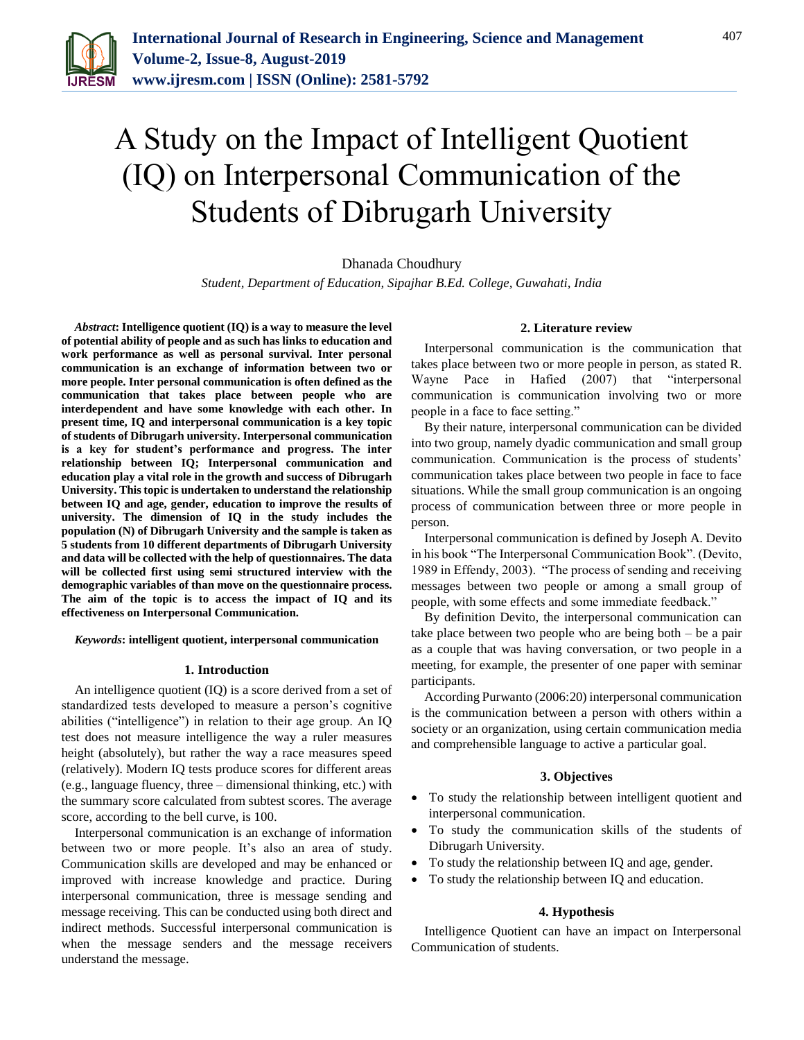# A Study on the Impact of Intelligent Quotient (IQ) on Interpersonal Communication of the Students of Dibrugarh University

Dhanada Choudhury

*Student, Department of Education, Sipajhar B.Ed. College, Guwahati, India*

***Abstract*****: Intelligence quotient (IQ) is a way to measure the level of potential ability of people and as such has links to education and work performance as well as personal survival. Inter personal communication is an exchange of information between two or more people. Inter personal communication is often defined as the communication that takes place between people who are interdependent and have some knowledge with each other. In present time, IQ and interpersonal communication is a key topic of students of Dibrugarh university. Interpersonal communication is a key for student's performance and progress. The inter relationship between IQ; Interpersonal communication and education play a vital role in the growth and success of Dibrugarh University. This topic is undertaken to understand the relationship between IQ and age, gender, education to improve the results of university. The dimension of IQ in the study includes the population (N) of Dibrugarh University and the sample is taken as 5 students from 10 different departments of Dibrugarh University and data will be collected with the help of questionnaires. The data will be collected first using semi structured interview with the demographic variables of than move on the questionnaire process. The aim of the topic is to access the impact of IQ and its effectiveness on Interpersonal Communication.**

***Keywords*****: intelligent quotient, interpersonal communication**

## 1. Introduction

An intelligence quotient (IQ) is a score derived from a set of standardized tests developed to measure a person's cognitive abilities ("intelligence") in relation to their age group. An IQ test does not measure intelligence the way a ruler measures height (absolutely), but rather the way a race measures speed (relatively). Modern IQ tests produce scores for different areas (e.g., language fluency, three – dimensional thinking, etc.) with the summary score calculated from subtest scores. The average score, according to the bell curve, is 100.

Interpersonal communication is an exchange of information between two or more people. It's also an area of study. Communication skills are developed and may be enhanced or improved with increase knowledge and practice. During interpersonal communication, three is message sending and message receiving. This can be conducted using both direct and indirect methods. Successful interpersonal communication is when the message senders and the message receivers understand the message.

## 2. Literature review

Interpersonal communication is the communication that takes place between two or more people in person, as stated R. Wayne Pace in Hafied (2007) that "interpersonal communication is communication involving two or more people in a face to face setting."

By their nature, interpersonal communication can be divided into two group, namely dyadic communication and small group communication. Communication is the process of students' communication takes place between two people in face to face situations. While the small group communication is an ongoing process of communication between three or more people in person.

Interpersonal communication is defined by Joseph A. Devito in his book "The Interpersonal Communication Book". (Devito, 1989 in Effendy, 2003). "The process of sending and receiving messages between two people or among a small group of people, with some effects and some immediate feedback."

By definition Devito, the interpersonal communication can take place between two people who are being both – be a pair as a couple that was having conversation, or two people in a meeting, for example, the presenter of one paper with seminar participants.

According Purwanto (2006:20) interpersonal communication is the communication between a person with others within a society or an organization, using certain communication media and comprehensible language to active a particular goal.

## 3. Objectives

- To study the relationship between intelligent quotient and interpersonal communication.
- To study the communication skills of the students of Dibrugarh University.
- To study the relationship between IQ and age, gender.
- To study the relationship between IQ and education.

## 4. Hypothesis

Intelligence Quotient can have an impact on Interpersonal Communication of students.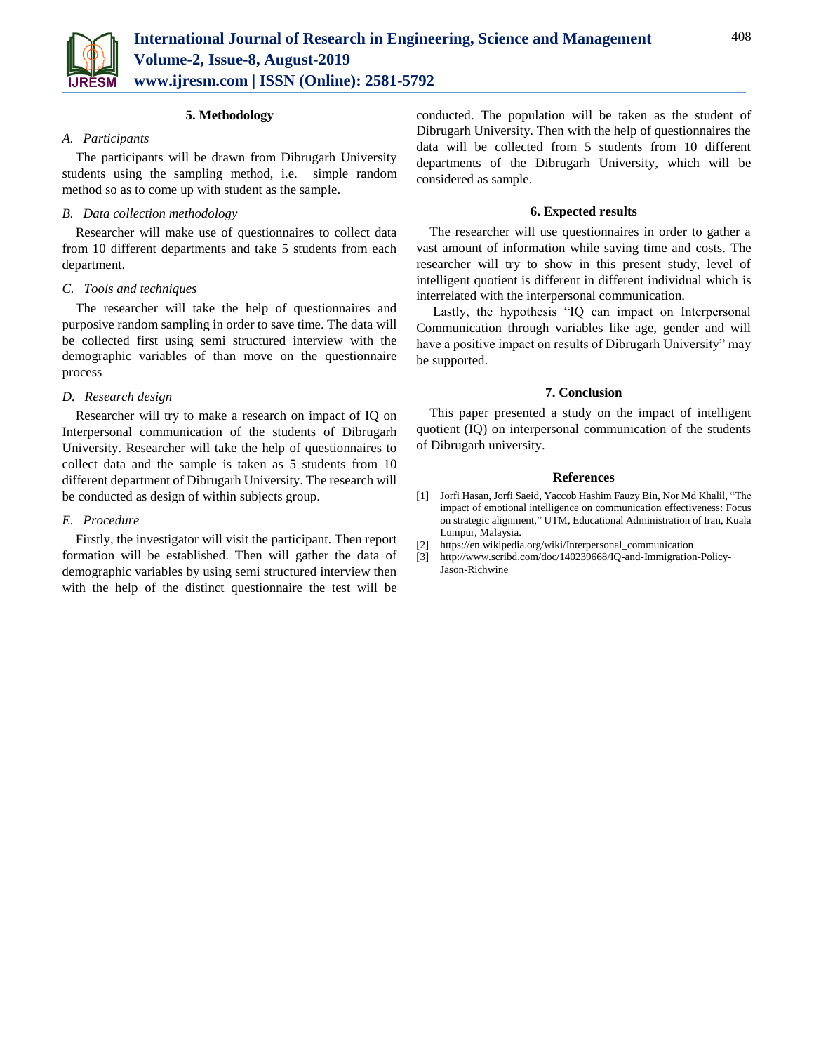## 5. Methodology

### *A. Participants*

The participants will be drawn from Dibrugarh University students using the sampling method, i.e. simple random method so as to come up with student as the sample.

### *B. Data collection methodology*

Researcher will make use of questionnaires to collect data from 10 different departments and take 5 students from each department.

### *C. Tools and techniques*

The researcher will take the help of questionnaires and purposive random sampling in order to save time. The data will be collected first using semi structured interview with the demographic variables of than move on the questionnaire process

### *D. Research design*

Researcher will try to make a research on impact of IQ on Interpersonal communication of the students of Dibrugarh University. Researcher will take the help of questionnaires to collect data and the sample is taken as 5 students from 10 different department of Dibrugarh University. The research will be conducted as design of within subjects group.

### *E. Procedure*

Firstly, the investigator will visit the participant. Then report formation will be established. Then will gather the data of demographic variables by using semi structured interview then with the help of the distinct questionnaire the test will be conducted. The population will be taken as the student of Dibrugarh University. Then with the help of questionnaires the data will be collected from 5 students from 10 different departments of the Dibrugarh University, which will be considered as sample.

## 6. Expected results

The researcher will use questionnaires in order to gather a vast amount of information while saving time and costs. The researcher will try to show in this present study, level of intelligent quotient is different in different individual which is interrelated with the interpersonal communication.

Lastly, the hypothesis "IQ can impact on Interpersonal Communication through variables like age, gender and will have a positive impact on results of Dibrugarh University" may be supported.

## 7. Conclusion

This paper presented a study on the impact of intelligent quotient (IQ) on interpersonal communication of the students of Dibrugarh university.

## References

[1] Jorfi Hasan, Jorfi Saeid, Yaccob Hashim Fauzy Bin, Nor Md Khalil, "The impact of emotional intelligence on communication effectiveness: Focus on strategic alignment," UTM, Educational Administration of Iran, Kuala Lumpur, Malaysia.

[2] https://en.wikipedia.org/wiki/Interpersonal_communication

[3] http://www.scribd.com/doc/140239668/IQ-and-Immigration-Policy-Jason-Richwine